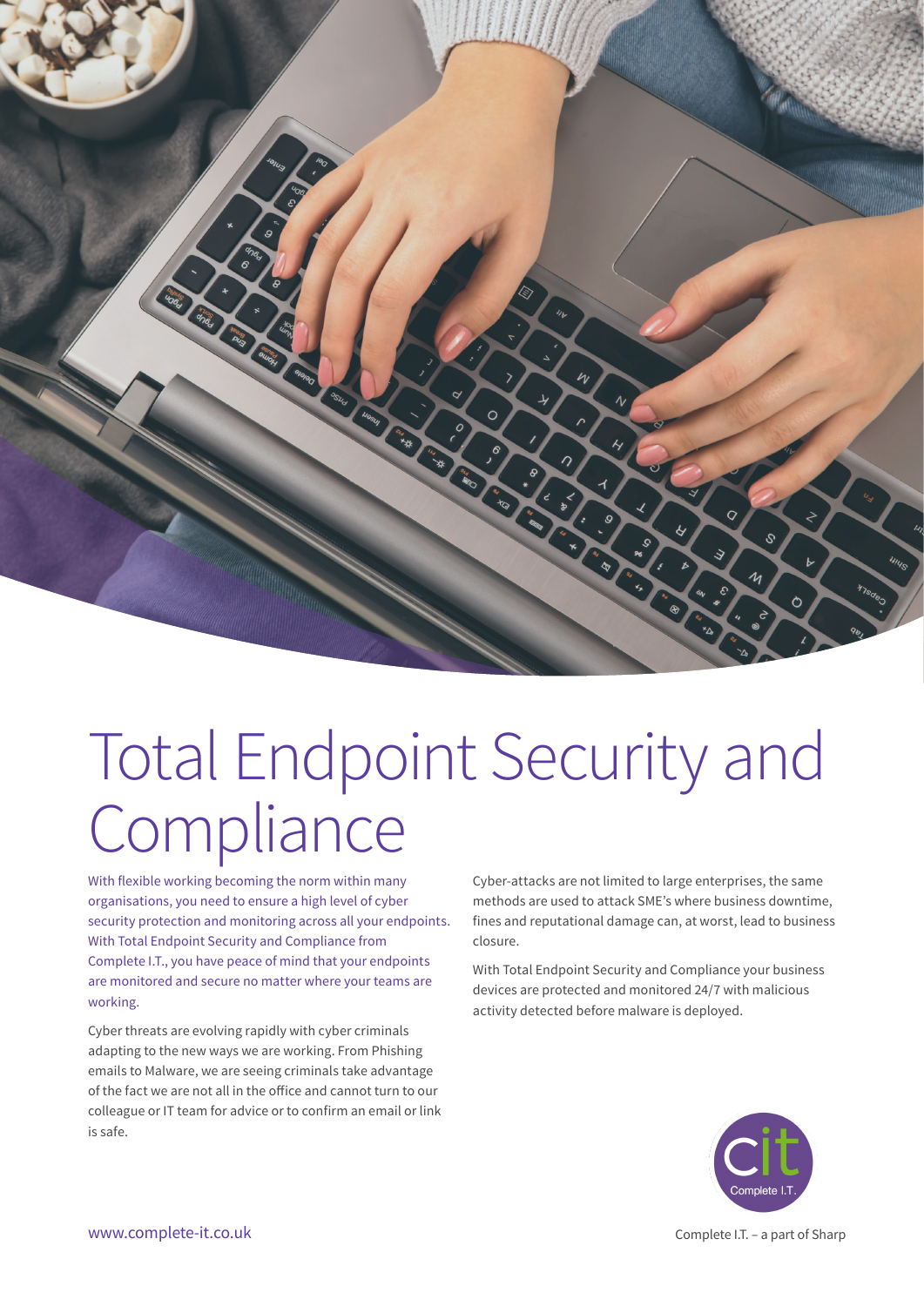# Total Endpoint Security and Compliance

With flexible working becoming the norm within many organisations, you need to ensure a high level of cyber security protection and monitoring across all your endpoints. With Total Endpoint Security and Compliance from Complete I.T., you have peace of mind that your endpoints are monitored and secure no matter where your teams are working.

Cyber threats are evolving rapidly with cyber criminals adapting to the new ways we are working. From Phishing emails to Malware, we are seeing criminals take advantage of the fact we are not all in the office and cannot turn to our colleague or IT team for advice or to confirm an email or link is safe.

Cyber-attacks are not limited to large enterprises, the same methods are used to attack SME's where business downtime, fines and reputational damage can, at worst, lead to business closure.

With Total Endpoint Security and Compliance your business devices are protected and monitored 24/7 with malicious activity detected before malware is deployed.

cit Complete I.T.

www.complete-it.co.uk

Complete I.T. – a part of Sharp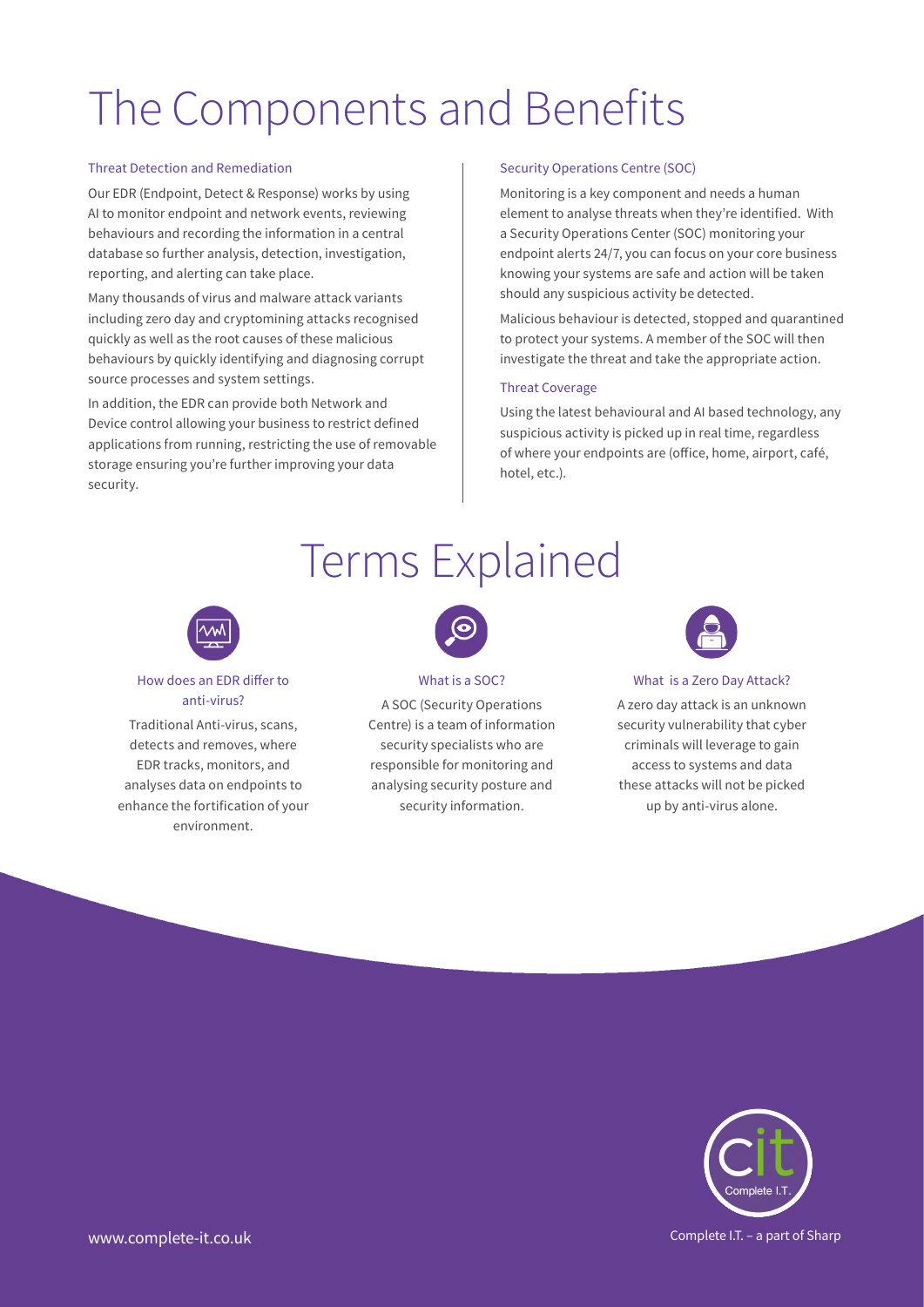# The Components and Benefits

### Threat Detection and Remediation

Our EDR (Endpoint, Detect & Response) works by using AI to monitor endpoint and network events, reviewing behaviours and recording the information in a central database so further analysis, detection, investigation, reporting, and alerting can take place.

Many thousands of virus and malware attack variants including zero day and cryptomining attacks recognised quickly as well as the root causes of these malicious behaviours by quickly identifying and diagnosing corrupt source processes and system settings.

In addition, the EDR can provide both Network and Device control allowing your business to restrict defined applications from running, restricting the use of removable storage ensuring you're further improving your data security.

### Security Operations Centre (SOC)

Monitoring is a key component and needs a human element to analyse threats when they're identified. With a Security Operations Center (SOC) monitoring your endpoint alerts 24/7, you can focus on your core business knowing your systems are safe and action will be taken should any suspicious activity be detected.

Malicious behaviour is detected, stopped and quarantined to protect your systems. A member of the SOC will then investigate the threat and take the appropriate action.

### Threat Coverage

Using the latest behavioural and AI based technology, any suspicious activity is picked up in real time, regardless of where your endpoints are (office, home, airport, café, hotel, etc.).

# Terms Explained

### How does an EDR differ to anti-virus?

Traditional Anti-virus, scans, detects and removes, where EDR tracks, monitors, and analyses data on endpoints to enhance the fortification of your environment.

### What is a SOC?

A SOC (Security Operations Centre) is a team of information security specialists who are responsible for monitoring and analysing security posture and security information.

### What is a Zero Day Attack?

A zero day attack is an unknown security vulnerability that cyber criminals will leverage to gain access to systems and data these attacks will not be picked up by anti-virus alone.

cit Complete I.T.

www.complete-it.co.uk

Complete I.T. – a part of Sharp